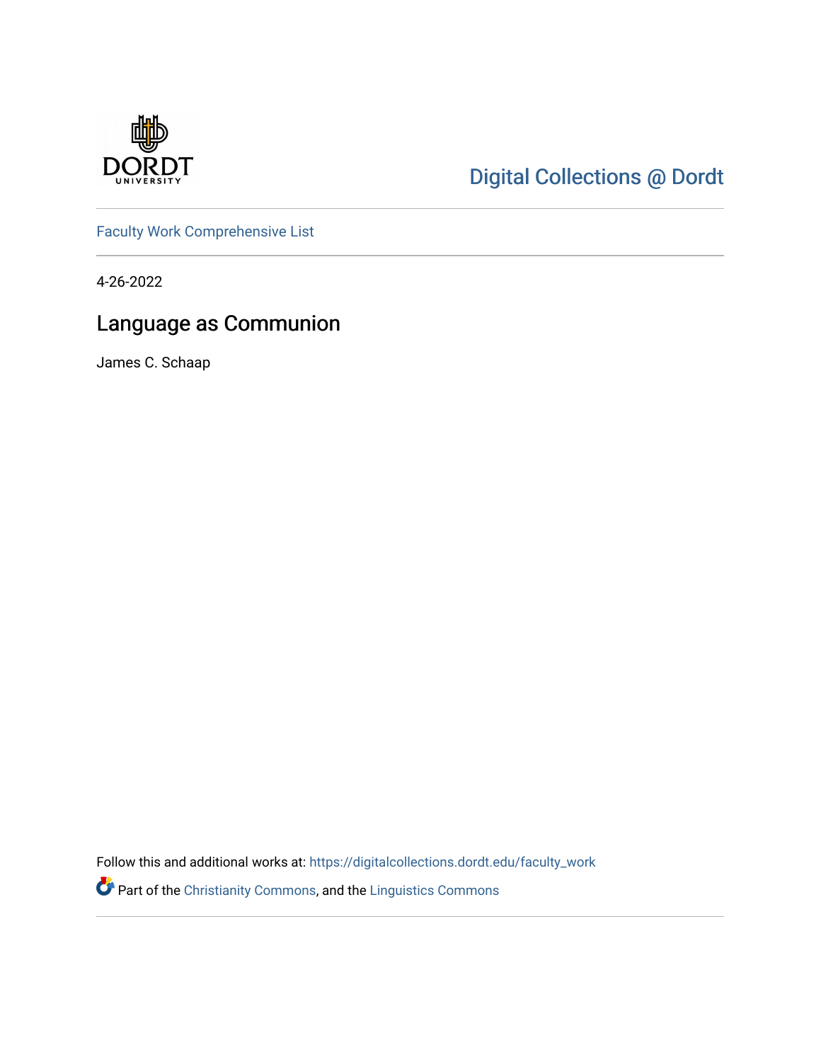Digital Collections @ Dordt

Faculty Work Comprehensive List

4-26-2022

# Language as Communion

James C. Schaap

Follow this and additional works at: https://digitalcollections.dordt.edu/faculty_work

Part of the Christianity Commons, and the Linguistics Commons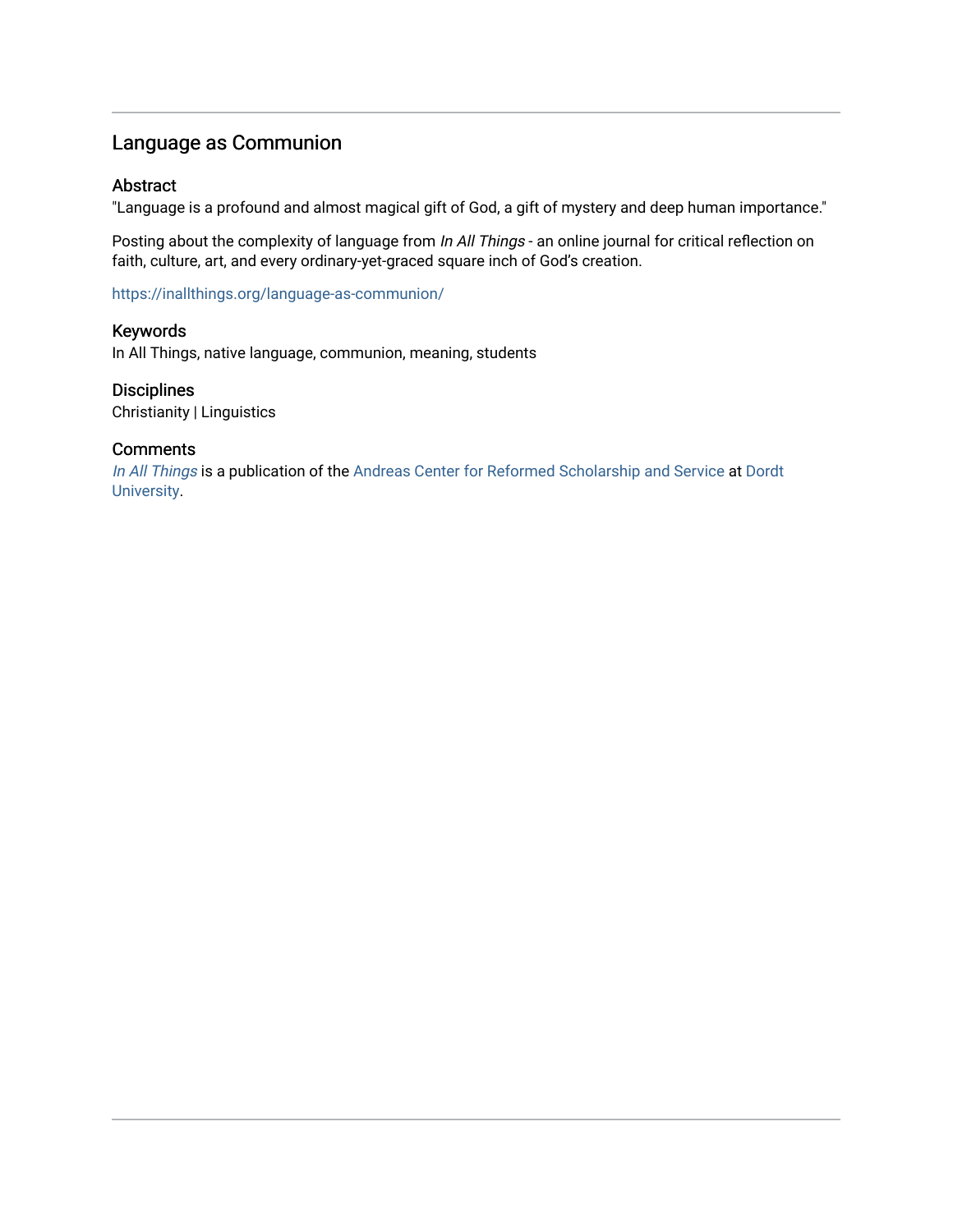## Language as Communion

### Abstract

"Language is a profound and almost magical gift of God, a gift of mystery and deep human importance."

Posting about the complexity of language from *In All Things* - an online journal for critical reflection on faith, culture, art, and every ordinary-yet-graced square inch of God's creation.

https://inallthings.org/language-as-communion/

### Keywords

In All Things, native language, communion, meaning, students

### Disciplines

Christianity | Linguistics

### Comments

*In All Things* is a publication of the Andreas Center for Reformed Scholarship and Service at Dordt University.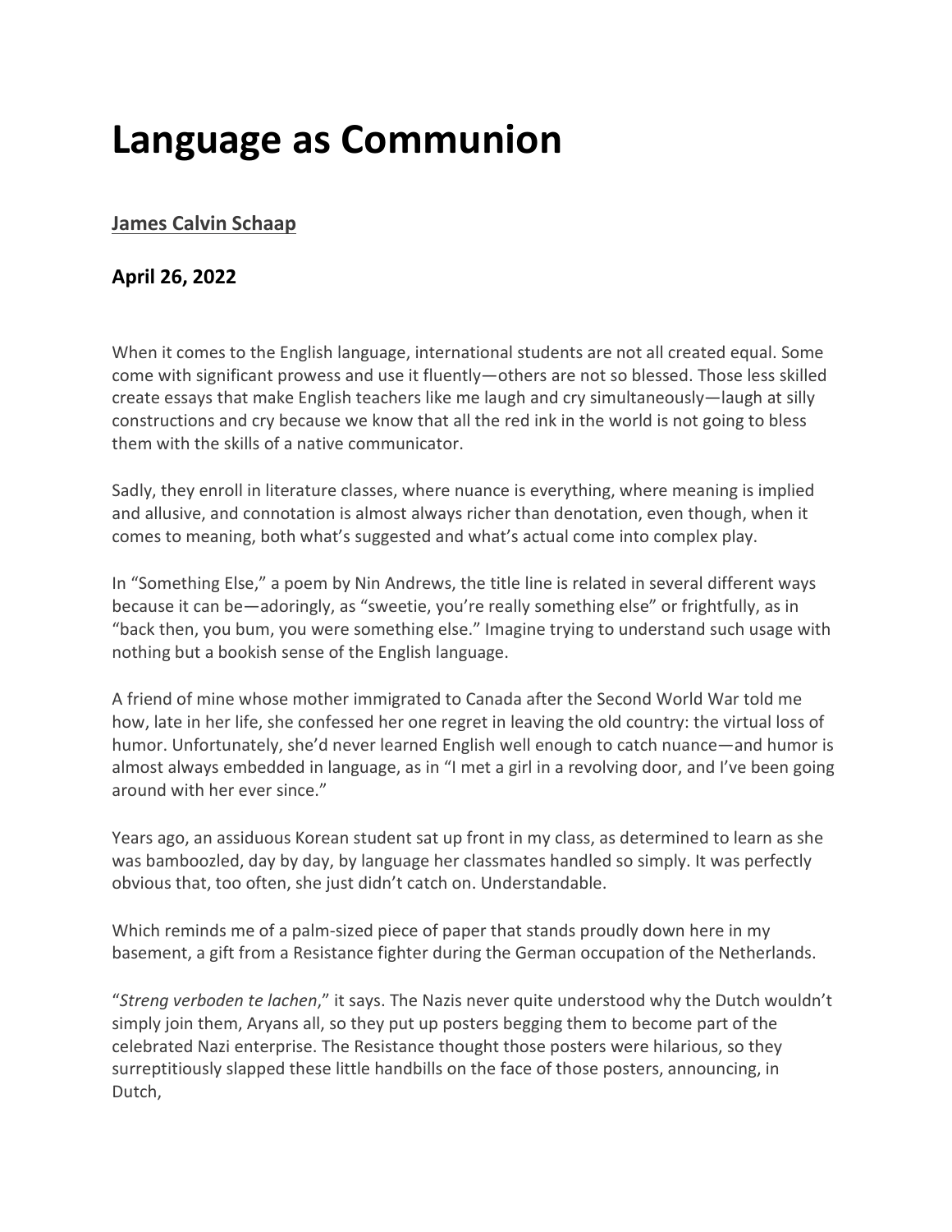# Language as Communion

**[James Calvin Schaap](#)**

**April 26, 2022**

When it comes to the English language, international students are not all created equal. Some come with significant prowess and use it fluently—others are not so blessed. Those less skilled create essays that make English teachers like me laugh and cry simultaneously—laugh at silly constructions and cry because we know that all the red ink in the world is not going to bless them with the skills of a native communicator.

Sadly, they enroll in literature classes, where nuance is everything, where meaning is implied and allusive, and connotation is almost always richer than denotation, even though, when it comes to meaning, both what's suggested and what's actual come into complex play.

In "Something Else," a poem by Nin Andrews, the title line is related in several different ways because it can be—adoringly, as "sweetie, you're really something else" or frightfully, as in "back then, you bum, you were something else." Imagine trying to understand such usage with nothing but a bookish sense of the English language.

A friend of mine whose mother immigrated to Canada after the Second World War told me how, late in her life, she confessed her one regret in leaving the old country: the virtual loss of humor. Unfortunately, she'd never learned English well enough to catch nuance—and humor is almost always embedded in language, as in "I met a girl in a revolving door, and I've been going around with her ever since."

Years ago, an assiduous Korean student sat up front in my class, as determined to learn as she was bamboozled, day by day, by language her classmates handled so simply. It was perfectly obvious that, too often, she just didn't catch on. Understandable.

Which reminds me of a palm-sized piece of paper that stands proudly down here in my basement, a gift from a Resistance fighter during the German occupation of the Netherlands.

"*Streng verboden te lachen*," it says. The Nazis never quite understood why the Dutch wouldn't simply join them, Aryans all, so they put up posters begging them to become part of the celebrated Nazi enterprise. The Resistance thought those posters were hilarious, so they surreptitiously slapped these little handbills on the face of those posters, announcing, in Dutch,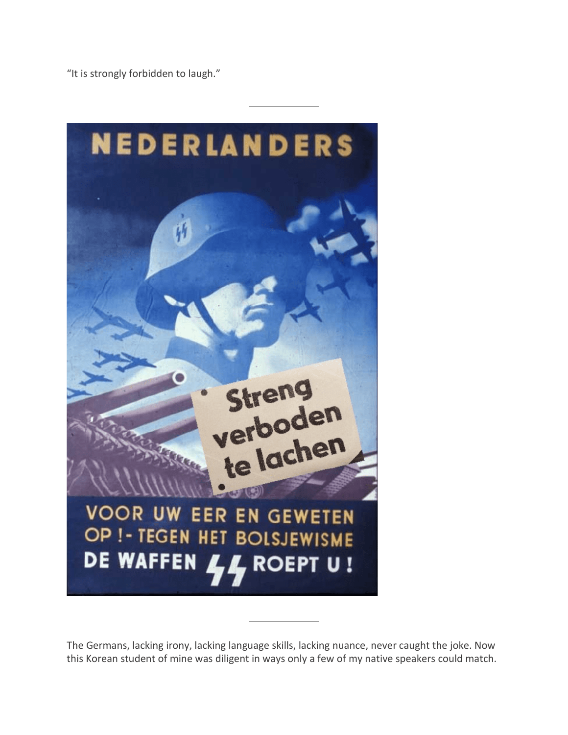"It is strongly forbidden to laugh."

---

---

The Germans, lacking irony, lacking language skills, lacking nuance, never caught the joke. Now this Korean student of mine was diligent in ways only a few of my native speakers could match.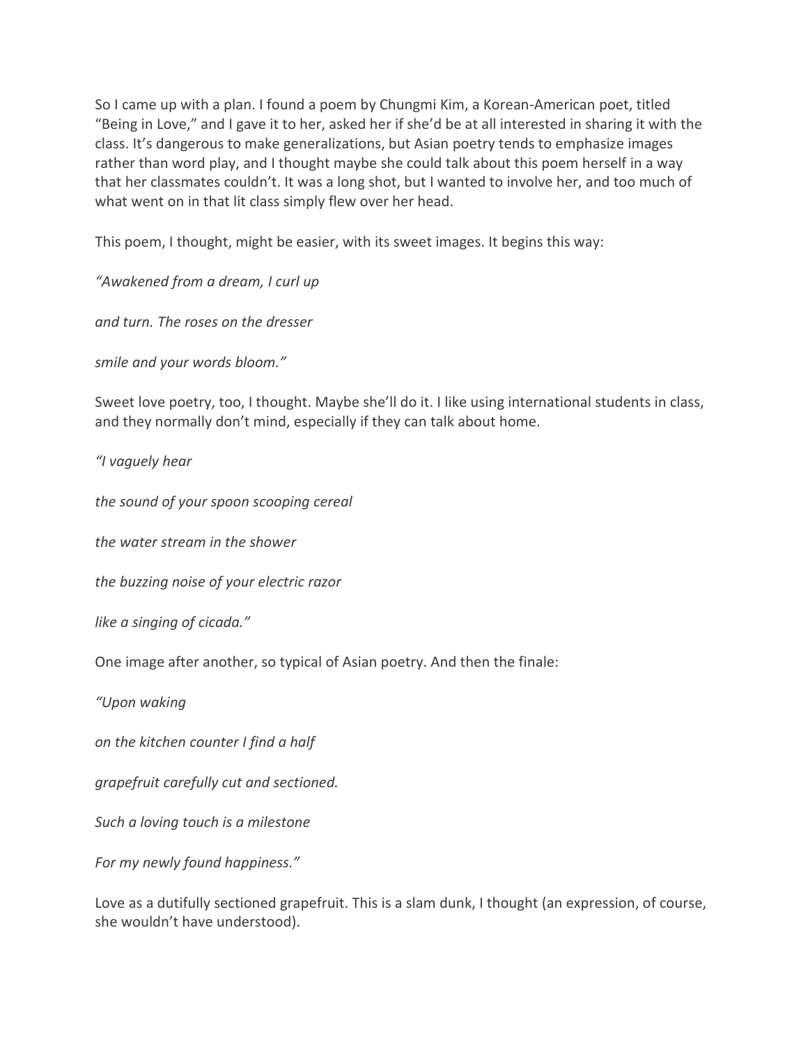So I came up with a plan. I found a poem by Chungmi Kim, a Korean-American poet, titled "Being in Love," and I gave it to her, asked her if she'd be at all interested in sharing it with the class. It's dangerous to make generalizations, but Asian poetry tends to emphasize images rather than word play, and I thought maybe she could talk about this poem herself in a way that her classmates couldn't. It was a long shot, but I wanted to involve her, and too much of what went on in that lit class simply flew over her head.

This poem, I thought, might be easier, with its sweet images. It begins this way:

*"Awakened from a dream, I curl up*

*and turn. The roses on the dresser*

*smile and your words bloom."*

Sweet love poetry, too, I thought. Maybe she'll do it. I like using international students in class, and they normally don't mind, especially if they can talk about home.

*"I vaguely hear*

*the sound of your spoon scooping cereal*

*the water stream in the shower*

*the buzzing noise of your electric razor*

*like a singing of cicada."*

One image after another, so typical of Asian poetry. And then the finale:

*"Upon waking*

*on the kitchen counter I find a half*

*grapefruit carefully cut and sectioned.*

*Such a loving touch is a milestone*

*For my newly found happiness."*

Love as a dutifully sectioned grapefruit. This is a slam dunk, I thought (an expression, of course, she wouldn't have understood).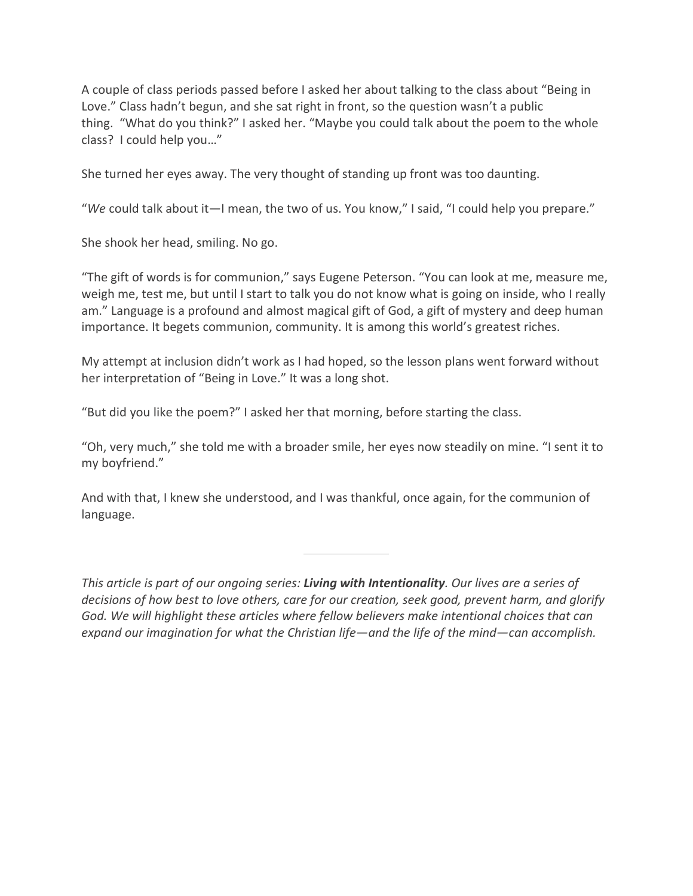A couple of class periods passed before I asked her about talking to the class about "Being in Love." Class hadn't begun, and she sat right in front, so the question wasn't a public thing. "What do you think?" I asked her. "Maybe you could talk about the poem to the whole class? I could help you…"

She turned her eyes away. The very thought of standing up front was too daunting.

"*We* could talk about it—I mean, the two of us. You know," I said, "I could help you prepare."

She shook her head, smiling. No go.

"The gift of words is for communion," says Eugene Peterson. "You can look at me, measure me, weigh me, test me, but until I start to talk you do not know what is going on inside, who I really am." Language is a profound and almost magical gift of God, a gift of mystery and deep human importance. It begets communion, community. It is among this world's greatest riches.

My attempt at inclusion didn't work as I had hoped, so the lesson plans went forward without her interpretation of "Being in Love." It was a long shot.

"But did you like the poem?" I asked her that morning, before starting the class.

"Oh, very much," she told me with a broader smile, her eyes now steadily on mine. "I sent it to my boyfriend."

And with that, I knew she understood, and I was thankful, once again, for the communion of language.

---

*This article is part of our ongoing series: **Living with Intentionality**. Our lives are a series of decisions of how best to love others, care for our creation, seek good, prevent harm, and glorify God. We will highlight these articles where fellow believers make intentional choices that can expand our imagination for what the Christian life—and the life of the mind—can accomplish.*